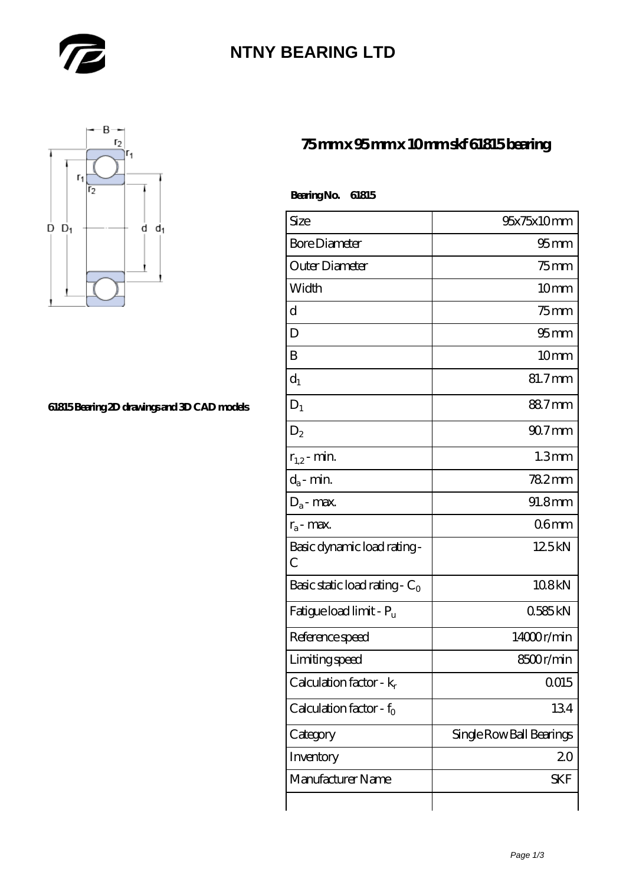# NTNY BEARING LTD

## 75 mm x 95 mm x 10 mm skf 61815 bearing

61815 Bearing 2D drawings and 3D CAD models

**Bearing No. 61815**

| Size | 95x75x10 mm |
|---|---|
| Bore Diameter | 95 mm |
| Outer Diameter | 75 mm |
| Width | 10 mm |
| d | 75 mm |
| D | 95 mm |
| B | 10 mm |
| $d_1$ | 81.7 mm |
| $D_1$ | 88.7 mm |
| $D_2$ | 90.7 mm |
| $r_{1,2}$ - min. | 1.3 mm |
| $d_a$ - min. | 78.2 mm |
| $D_a$ - max. | 91.8 mm |
| $r_a$ - max. | 0.6 mm |
| Basic dynamic load rating - C | 12.5 kN |
| Basic static load rating - $C_0$ | 10.8 kN |
| Fatigue load limit - $P_u$ | 0.585 kN |
| Reference speed | 14000 r/min |
| Limiting speed | 8500 r/min |
| Calculation factor - $k_r$ | 0.015 |
| Calculation factor - $f_0$ | 13.4 |
| Category | Single Row Ball Bearings |
| Inventory | 2.0 |
| Manufacturer Name | SKF |
| | |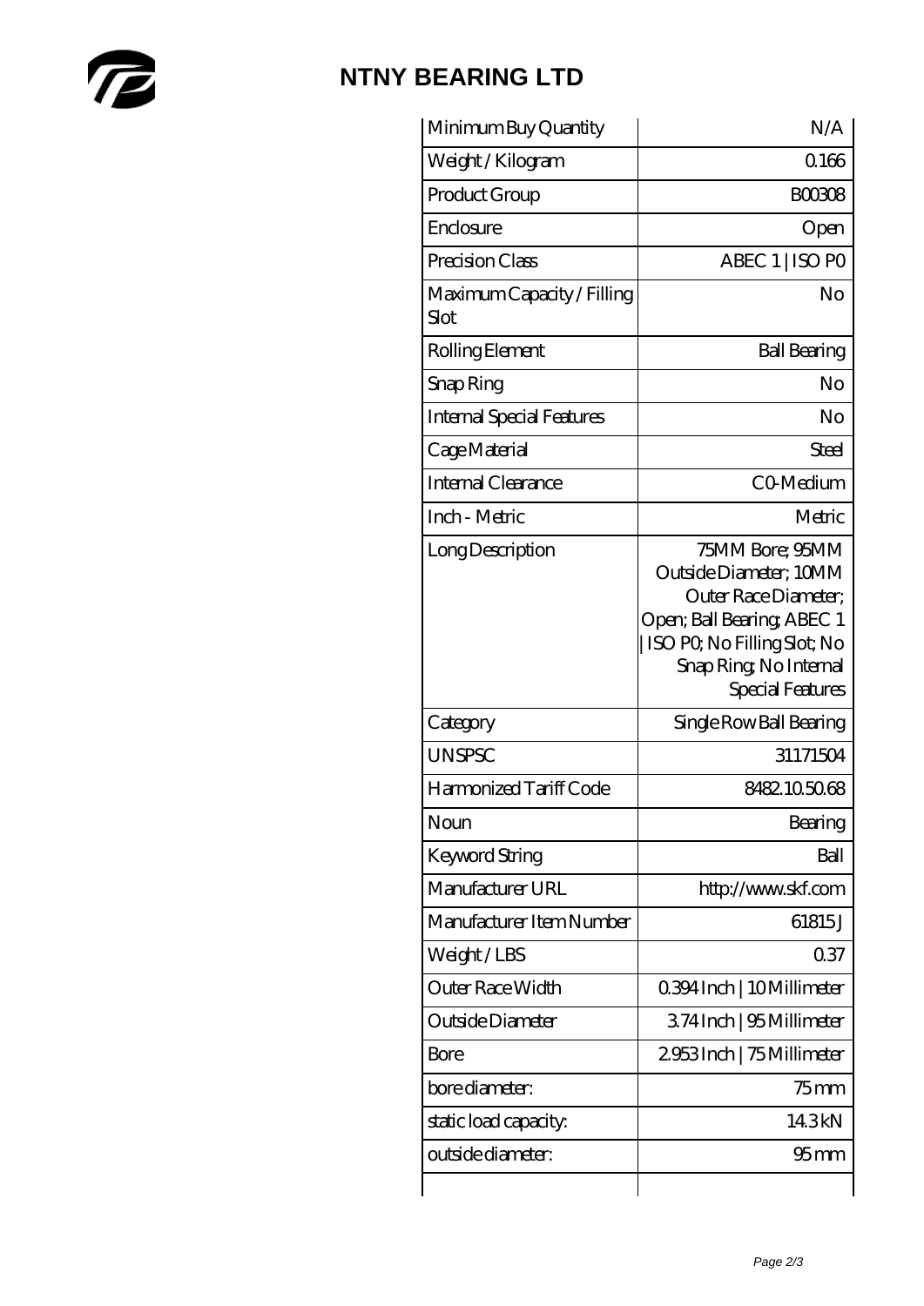# NTNY BEARING LTD

| Minimum Buy Quantity | N/A |
|---|---|
| Weight / Kilogram | 0.166 |
| Product Group | B00308 |
| Enclosure | Open |
| Precision Class | ABEC 1 \| ISO P0 |
| Maximum Capacity / Filling Slot | No |
| Rolling Element | Ball Bearing |
| Snap Ring | No |
| Internal Special Features | No |
| Cage Material | Steel |
| Internal Clearance | C0-Medium |
| Inch - Metric | Metric |
| Long Description | 75MM Bore; 95MM Outside Diameter; 10MM Outer Race Diameter; Open; Ball Bearing; ABEC 1 \| ISO P0; No Filling Slot; No Snap Ring; No Internal Special Features |
| Category | Single Row Ball Bearing |
| UNSPSC | 31171504 |
| Harmonized Tariff Code | 8482.10.50.68 |
| Noun | Bearing |
| Keyword String | Ball |
| Manufacturer URL | http://www.skf.com |
| Manufacturer Item Number | 61815 J |
| Weight / LBS | 0.37 |
| Outer Race Width | 0.394 Inch \| 10 Millimeter |
| Outside Diameter | 3.74 Inch \| 95 Millimeter |
| Bore | 2.953 Inch \| 75 Millimeter |
| bore diameter: | 75 mm |
| static load capacity: | 14.3 kN |
| outside diameter: | 95 mm |
| | |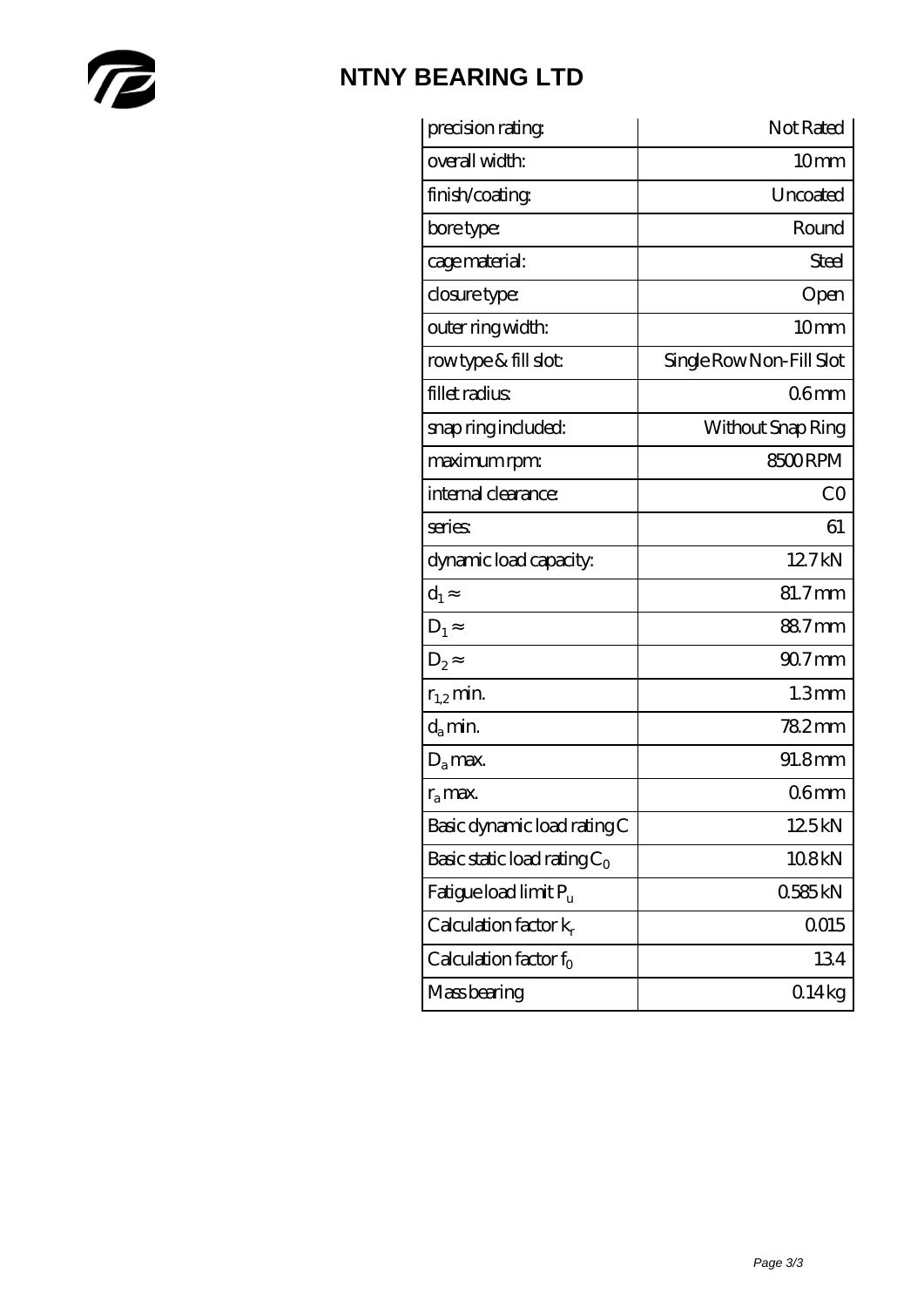# NTNY BEARING LTD

| | |
|---|---|
| precision rating: | Not Rated |
| overall width: | 10 mm |
| finish/coating: | Uncoated |
| bore type: | Round |
| cage material: | Steel |
| closure type: | Open |
| outer ring width: | 10 mm |
| row type & fill slot: | Single Row Non-Fill Slot |
| fillet radius: | 0.6 mm |
| snap ring included: | Without Snap Ring |
| maximum rpm: | 8500 RPM |
| internal clearance: | C0 |
| series: | 61 |
| dynamic load capacity: | 12.7 kN |
| $d_1 \approx$ | 81.7 mm |
| $D_1 \approx$ | 88.7 mm |
| $D_2 \approx$ | 90.7 mm |
| $r_{1,2}$ min. | 1.3 mm |
| $d_a$ min. | 78.2 mm |
| $D_a$ max. | 91.8 mm |
| $r_a$ max. | 0.6 mm |
| Basic dynamic load rating C | 12.5 kN |
| Basic static load rating $C_0$ | 10.8 kN |
| Fatigue load limit $P_u$ | 0.585 kN |
| Calculation factor $k_r$ | 0.015 |
| Calculation factor $f_0$ | 13.4 |
| Mass bearing | 0.14 kg |